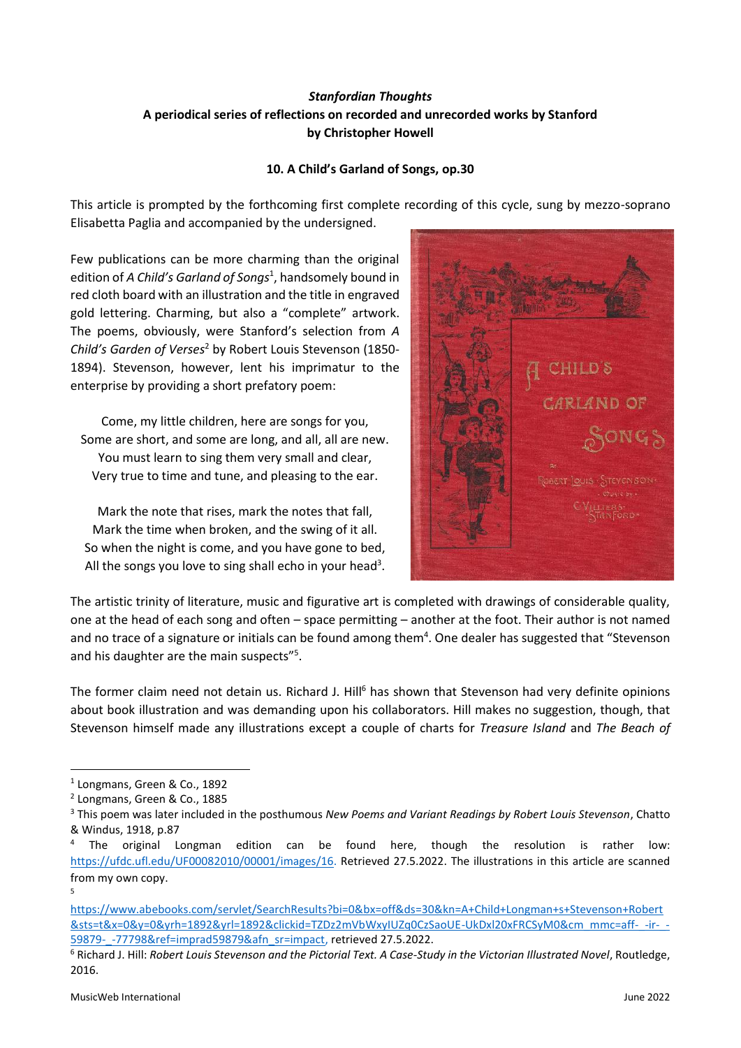***Stanfordian Thoughts***
**A periodical series of reflections on recorded and unrecorded works by Stanford**
**by Christopher Howell**

**10. A Child's Garland of Songs, op.30**

This article is prompted by the forthcoming first complete recording of this cycle, sung by mezzo-soprano Elisabetta Paglia and accompanied by the undersigned.

Few publications can be more charming than the original edition of *A Child's Garland of Songs*[1], handsomely bound in red cloth board with an illustration and the title in engraved gold lettering. Charming, but also a "complete" artwork. The poems, obviously, were Stanford's selection from *A Child's Garden of Verses*[2] by Robert Louis Stevenson (1850-1894). Stevenson, however, lent his imprimatur to the enterprise by providing a short prefatory poem:

Come, my little children, here are songs for you,
Some are short, and some are long, and all, all are new.
You must learn to sing them very small and clear,
Very true to time and tune, and pleasing to the ear.

Mark the note that rises, mark the notes that fall,
Mark the time when broken, and the swing of it all.
So when the night is come, and you have gone to bed,
All the songs you love to sing shall echo in your head[3].

The artistic trinity of literature, music and figurative art is completed with drawings of considerable quality, one at the head of each song and often – space permitting – another at the foot. Their author is not named and no trace of a signature or initials can be found among them[4]. One dealer has suggested that "Stevenson and his daughter are the main suspects"[5].

The former claim need not detain us. Richard J. Hill[6] has shown that Stevenson had very definite opinions about book illustration and was demanding upon his collaborators. Hill makes no suggestion, though, that Stevenson himself made any illustrations except a couple of charts for *Treasure Island* and *The Beach of*

---

[1] Longmans, Green & Co., 1892
[2] Longmans, Green & Co., 1885
[3] This poem was later included in the posthumous *New Poems and Variant Readings by Robert Louis Stevenson*, Chatto & Windus, 1918, p.87
[4] The original Longman edition can be found here, though the resolution is rather low: https://ufdc.ufl.edu/UF00082010/00001/images/16. Retrieved 27.5.2022. The illustrations in this article are scanned from my own copy.
[5] https://www.abebooks.com/servlet/SearchResults?bi=0&bx=off&ds=30&kn=A+Child+Longman+s+Stevenson+Robert&sts=t&x=0&y=0&yrh=1892&yrl=1892&clickid=TZDz2mVbWxyIUZq0CzSaoUE-UkDxl20xFRCSyM0&cm_mmc=aff-_-ir-_-59879-_-77798&ref=imprad59879&afn_sr=impact, retrieved 27.5.2022.
[6] Richard J. Hill: *Robert Louis Stevenson and the Pictorial Text. A Case-Study in the Victorian Illustrated Novel*, Routledge, 2016.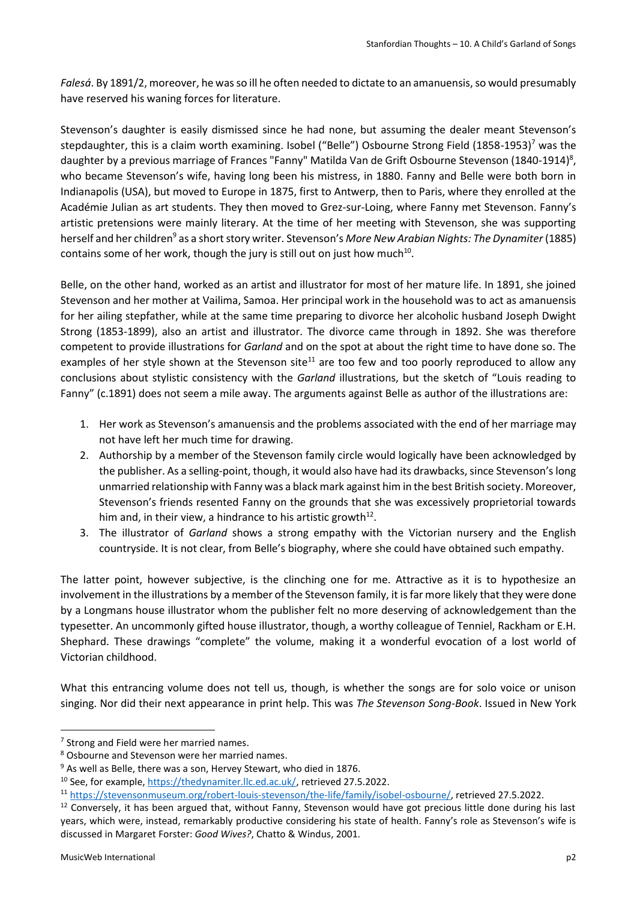*Falesá*. By 1891/2, moreover, he was so ill he often needed to dictate to an amanuensis, so would presumably have reserved his waning forces for literature.

Stevenson's daughter is easily dismissed since he had none, but assuming the dealer meant Stevenson's stepdaughter, this is a claim worth examining. Isobel ("Belle") Osbourne Strong Field (1858-1953)[7] was the daughter by a previous marriage of Frances "Fanny" Matilda Van de Grift Osbourne Stevenson (1840-1914)[8], who became Stevenson's wife, having long been his mistress, in 1880. Fanny and Belle were both born in Indianapolis (USA), but moved to Europe in 1875, first to Antwerp, then to Paris, where they enrolled at the Académie Julian as art students. They then moved to Grez-sur-Loing, where Fanny met Stevenson. Fanny's artistic pretensions were mainly literary. At the time of her meeting with Stevenson, she was supporting herself and her children[9] as a short story writer. Stevenson's *More New Arabian Nights: The Dynamiter* (1885) contains some of her work, though the jury is still out on just how much[10].

Belle, on the other hand, worked as an artist and illustrator for most of her mature life. In 1891, she joined Stevenson and her mother at Vailima, Samoa. Her principal work in the household was to act as amanuensis for her ailing stepfather, while at the same time preparing to divorce her alcoholic husband Joseph Dwight Strong (1853-1899), also an artist and illustrator. The divorce came through in 1892. She was therefore competent to provide illustrations for *Garland* and on the spot at about the right time to have done so. The examples of her style shown at the Stevenson site[11] are too few and too poorly reproduced to allow any conclusions about stylistic consistency with the *Garland* illustrations, but the sketch of "Louis reading to Fanny" (c.1891) does not seem a mile away. The arguments against Belle as author of the illustrations are:

1. Her work as Stevenson's amanuensis and the problems associated with the end of her marriage may not have left her much time for drawing.
2. Authorship by a member of the Stevenson family circle would logically have been acknowledged by the publisher. As a selling-point, though, it would also have had its drawbacks, since Stevenson's long unmarried relationship with Fanny was a black mark against him in the best British society. Moreover, Stevenson's friends resented Fanny on the grounds that she was excessively proprietorial towards him and, in their view, a hindrance to his artistic growth[12].
3. The illustrator of *Garland* shows a strong empathy with the Victorian nursery and the English countryside. It is not clear, from Belle's biography, where she could have obtained such empathy.

The latter point, however subjective, is the clinching one for me. Attractive as it is to hypothesize an involvement in the illustrations by a member of the Stevenson family, it is far more likely that they were done by a Longmans house illustrator whom the publisher felt no more deserving of acknowledgement than the typesetter. An uncommonly gifted house illustrator, though, a worthy colleague of Tenniel, Rackham or E.H. Shephard. These drawings "complete" the volume, making it a wonderful evocation of a lost world of Victorian childhood.

What this entrancing volume does not tell us, though, is whether the songs are for solo voice or unison singing. Nor did their next appearance in print help. This was *The Stevenson Song-Book*. Issued in New York

---

[7] Strong and Field were her married names.

[8] Osbourne and Stevenson were her married names.

[9] As well as Belle, there was a son, Hervey Stewart, who died in 1876.

[10] See, for example, https://thedynamiter.llc.ed.ac.uk/, retrieved 27.5.2022.

[11] https://stevensonmuseum.org/robert-louis-stevenson/the-life/family/isobel-osbourne/, retrieved 27.5.2022.

[12] Conversely, it has been argued that, without Fanny, Stevenson would have got precious little done during his last years, which were, instead, remarkably productive considering his state of health. Fanny's role as Stevenson's wife is discussed in Margaret Forster: *Good Wives?*, Chatto & Windus, 2001.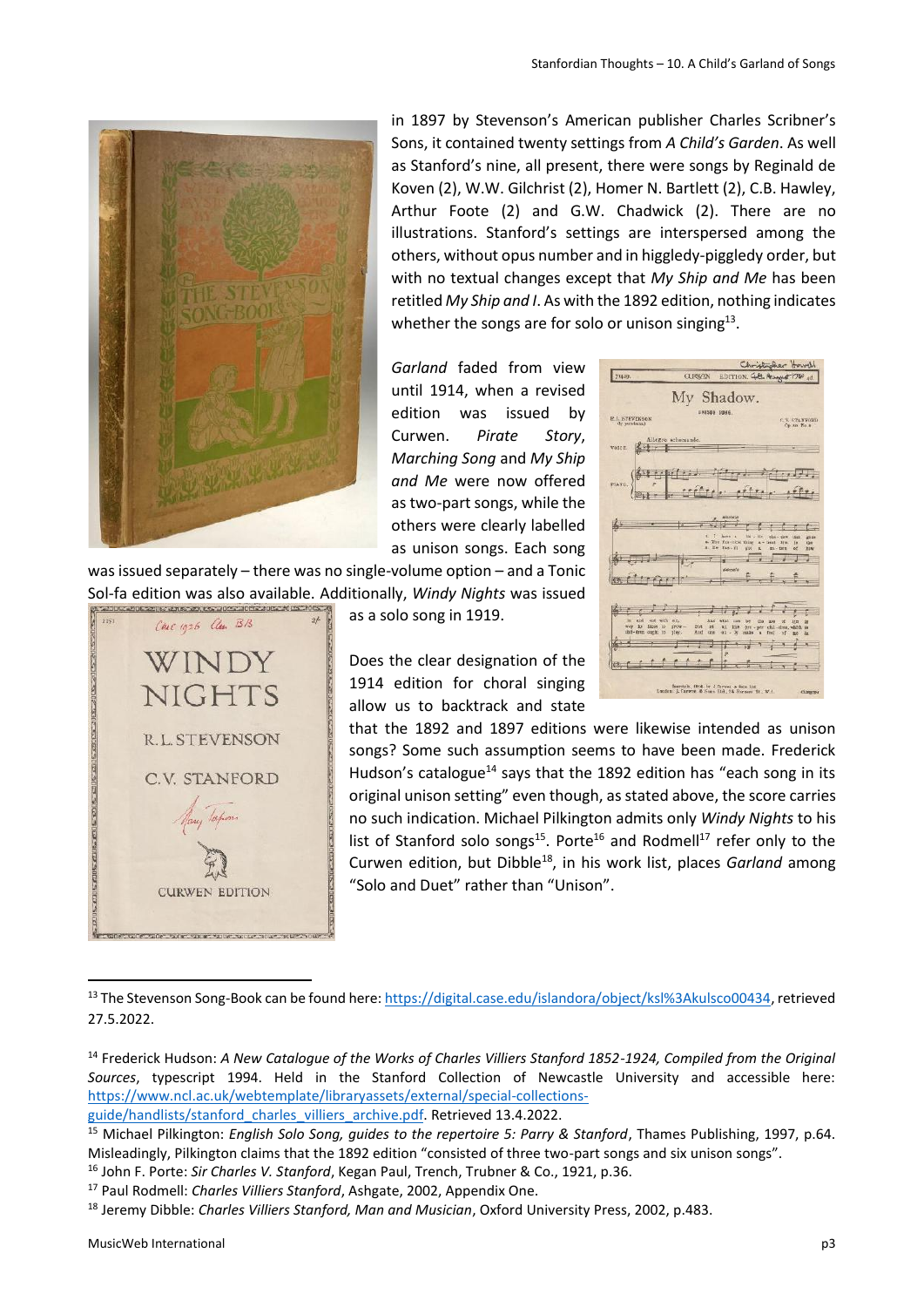in 1897 by Stevenson's American publisher Charles Scribner's Sons, it contained twenty settings from *A Child's Garden*. As well as Stanford's nine, all present, there were songs by Reginald de Koven (2), W.W. Gilchrist (2), Homer N. Bartlett (2), C.B. Hawley, Arthur Foote (2) and G.W. Chadwick (2). There are no illustrations. Stanford's settings are interspersed among the others, without opus number and in higgledy-piggledy order, but with no textual changes except that *My Ship and Me* has been retitled *My Ship and I*. As with the 1892 edition, nothing indicates whether the songs are for solo or unison singing[13].

*Garland* faded from view until 1914, when a revised edition was issued by Curwen. *Pirate Story*, *Marching Song* and *My Ship and Me* were now offered as two-part songs, while the others were clearly labelled as unison songs. Each song was issued separately – there was no single-volume option – and a Tonic Sol-fa edition was also available. Additionally, *Windy Nights* was issued as a solo song in 1919.

Does the clear designation of the 1914 edition for choral singing allow us to backtrack and state that the 1892 and 1897 editions were likewise intended as unison songs? Some such assumption seems to have been made. Frederick Hudson's catalogue[14] says that the 1892 edition has "each song in its original unison setting" even though, as stated above, the score carries no such indication. Michael Pilkington admits only *Windy Nights* to his list of Stanford solo songs[15]. Porte[16] and Rodmell[17] refer only to the Curwen edition, but Dibble[18], in his work list, places *Garland* among "Solo and Duet" rather than "Unison".

---

[13] The Stevenson Song-Book can be found here: https://digital.case.edu/islandora/object/ksl%3Akulsco00434, retrieved 27.5.2022.

[14] Frederick Hudson: *A New Catalogue of the Works of Charles Villiers Stanford 1852-1924, Compiled from the Original Sources*, typescript 1994. Held in the Stanford Collection of Newcastle University and accessible here: https://www.ncl.ac.uk/webtemplate/libraryassets/external/special-collections-guide/handlists/stanford_charles_villiers_archive.pdf. Retrieved 13.4.2022.

[15] Michael Pilkington: *English Solo Song, guides to the repertoire 5: Parry & Stanford*, Thames Publishing, 1997, p.64. Misleadingly, Pilkington claims that the 1892 edition "consisted of three two-part songs and six unison songs".

[16] John F. Porte: *Sir Charles V. Stanford*, Kegan Paul, Trench, Trubner & Co., 1921, p.36.

[17] Paul Rodmell: *Charles Villiers Stanford*, Ashgate, 2002, Appendix One.

[18] Jeremy Dibble: *Charles Villiers Stanford, Man and Musician*, Oxford University Press, 2002, p.483.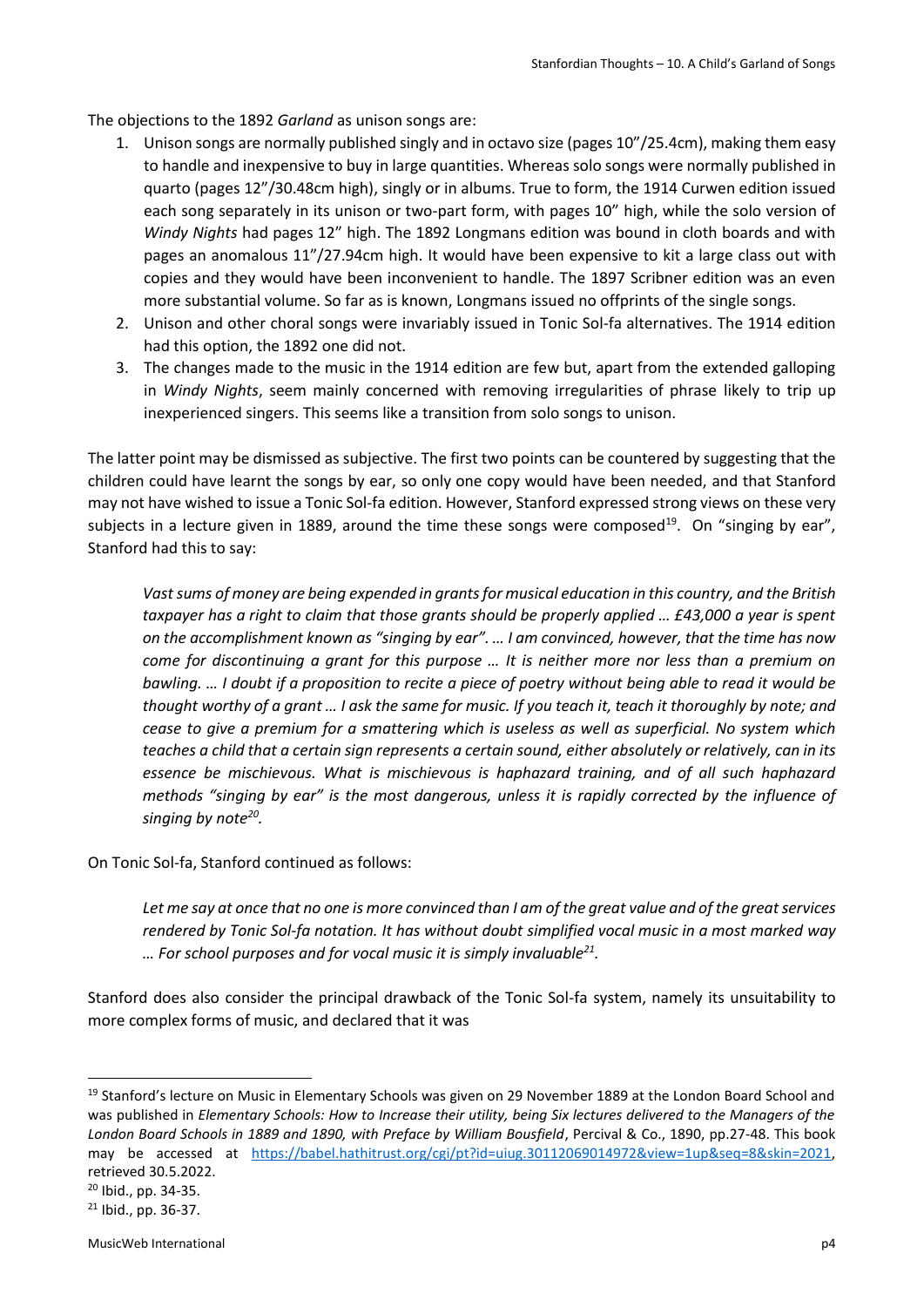The objections to the 1892 *Garland* as unison songs are:

1. Unison songs are normally published singly and in octavo size (pages 10"/25.4cm), making them easy to handle and inexpensive to buy in large quantities. Whereas solo songs were normally published in quarto (pages 12"/30.48cm high), singly or in albums. True to form, the 1914 Curwen edition issued each song separately in its unison or two-part form, with pages 10" high, while the solo version of *Windy Nights* had pages 12" high. The 1892 Longmans edition was bound in cloth boards and with pages an anomalous 11"/27.94cm high. It would have been expensive to kit a large class out with copies and they would have been inconvenient to handle. The 1897 Scribner edition was an even more substantial volume. So far as is known, Longmans issued no offprints of the single songs.
2. Unison and other choral songs were invariably issued in Tonic Sol-fa alternatives. The 1914 edition had this option, the 1892 one did not.
3. The changes made to the music in the 1914 edition are few but, apart from the extended galloping in *Windy Nights*, seem mainly concerned with removing irregularities of phrase likely to trip up inexperienced singers. This seems like a transition from solo songs to unison.

The latter point may be dismissed as subjective. The first two points can be countered by suggesting that the children could have learnt the songs by ear, so only one copy would have been needed, and that Stanford may not have wished to issue a Tonic Sol-fa edition. However, Stanford expressed strong views on these very subjects in a lecture given in 1889, around the time these songs were composed[19]. On "singing by ear", Stanford had this to say:

> *Vast sums of money are being expended in grants for musical education in this country, and the British taxpayer has a right to claim that those grants should be properly applied … £43,000 a year is spent on the accomplishment known as "singing by ear". … I am convinced, however, that the time has now come for discontinuing a grant for this purpose … It is neither more nor less than a premium on bawling. … I doubt if a proposition to recite a piece of poetry without being able to read it would be thought worthy of a grant … I ask the same for music. If you teach it, teach it thoroughly by note; and cease to give a premium for a smattering which is useless as well as superficial. No system which teaches a child that a certain sign represents a certain sound, either absolutely or relatively, can in its essence be mischievous. What is mischievous is haphazard training, and of all such haphazard methods "singing by ear" is the most dangerous, unless it is rapidly corrected by the influence of singing by note[20].*

On Tonic Sol-fa, Stanford continued as follows:

> *Let me say at once that no one is more convinced than I am of the great value and of the great services rendered by Tonic Sol-fa notation. It has without doubt simplified vocal music in a most marked way … For school purposes and for vocal music it is simply invaluable[21].*

Stanford does also consider the principal drawback of the Tonic Sol-fa system, namely its unsuitability to more complex forms of music, and declared that it was

---

[19] Stanford's lecture on Music in Elementary Schools was given on 29 November 1889 at the London Board School and was published in *Elementary Schools: How to Increase their utility, being Six lectures delivered to the Managers of the London Board Schools in 1889 and 1890, with Preface by William Bousfield*, Percival & Co., 1890, pp.27-48. This book may be accessed at https://babel.hathitrust.org/cgi/pt?id=uiug.30112069014972&view=1up&seq=8&skin=2021, retrieved 30.5.2022.

[20] Ibid., pp. 34-35.

[21] Ibid., pp. 36-37.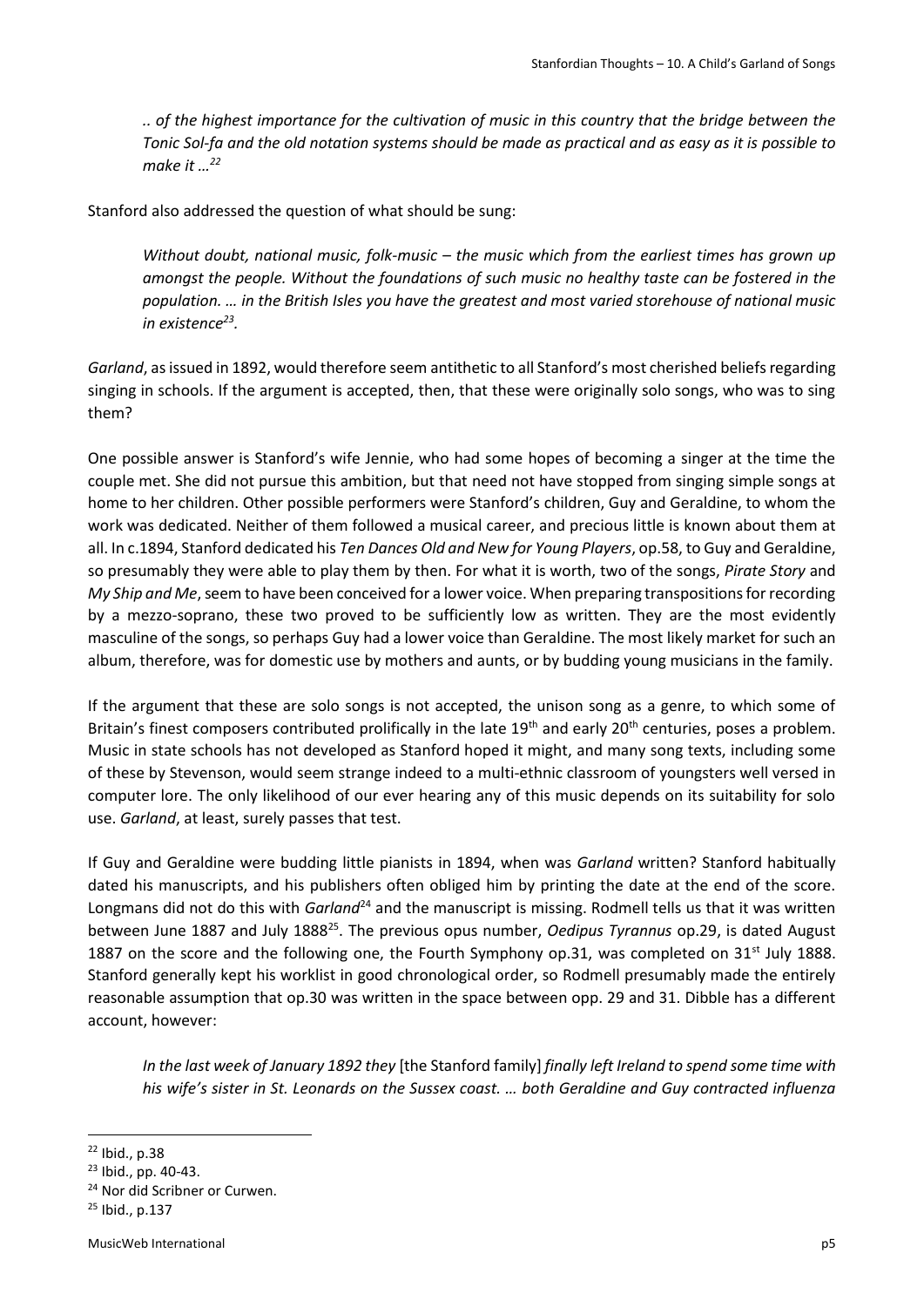*.. of the highest importance for the cultivation of music in this country that the bridge between the Tonic Sol-fa and the old notation systems should be made as practical and as easy as it is possible to make it …*[22]

Stanford also addressed the question of what should be sung:

*Without doubt, national music, folk-music – the music which from the earliest times has grown up amongst the people. Without the foundations of such music no healthy taste can be fostered in the population. … in the British Isles you have the greatest and most varied storehouse of national music in existence*[23].

*Garland*, as issued in 1892, would therefore seem antithetic to all Stanford's most cherished beliefs regarding singing in schools. If the argument is accepted, then, that these were originally solo songs, who was to sing them?

One possible answer is Stanford's wife Jennie, who had some hopes of becoming a singer at the time the couple met. She did not pursue this ambition, but that need not have stopped from singing simple songs at home to her children. Other possible performers were Stanford's children, Guy and Geraldine, to whom the work was dedicated. Neither of them followed a musical career, and precious little is known about them at all. In c.1894, Stanford dedicated his *Ten Dances Old and New for Young Players*, op.58, to Guy and Geraldine, so presumably they were able to play them by then. For what it is worth, two of the songs, *Pirate Story* and *My Ship and Me*, seem to have been conceived for a lower voice. When preparing transpositions for recording by a mezzo-soprano, these two proved to be sufficiently low as written. They are the most evidently masculine of the songs, so perhaps Guy had a lower voice than Geraldine. The most likely market for such an album, therefore, was for domestic use by mothers and aunts, or by budding young musicians in the family.

If the argument that these are solo songs is not accepted, the unison song as a genre, to which some of Britain's finest composers contributed prolifically in the late 19th and early 20th centuries, poses a problem. Music in state schools has not developed as Stanford hoped it might, and many song texts, including some of these by Stevenson, would seem strange indeed to a multi-ethnic classroom of youngsters well versed in computer lore. The only likelihood of our ever hearing any of this music depends on its suitability for solo use. *Garland*, at least, surely passes that test.

If Guy and Geraldine were budding little pianists in 1894, when was *Garland* written? Stanford habitually dated his manuscripts, and his publishers often obliged him by printing the date at the end of the score. Longmans did not do this with *Garland*[24] and the manuscript is missing. Rodmell tells us that it was written between June 1887 and July 1888[25]. The previous opus number, *Oedipus Tyrannus* op.29, is dated August 1887 on the score and the following one, the Fourth Symphony op.31, was completed on 31st July 1888. Stanford generally kept his worklist in good chronological order, so Rodmell presumably made the entirely reasonable assumption that op.30 was written in the space between opp. 29 and 31. Dibble has a different account, however:

*In the last week of January 1892 they* [the Stanford family] *finally left Ireland to spend some time with his wife's sister in St. Leonards on the Sussex coast. … both Geraldine and Guy contracted influenza*

---

[22] Ibid., p.38

[23] Ibid., pp. 40-43.

[24] Nor did Scribner or Curwen.

[25] Ibid., p.137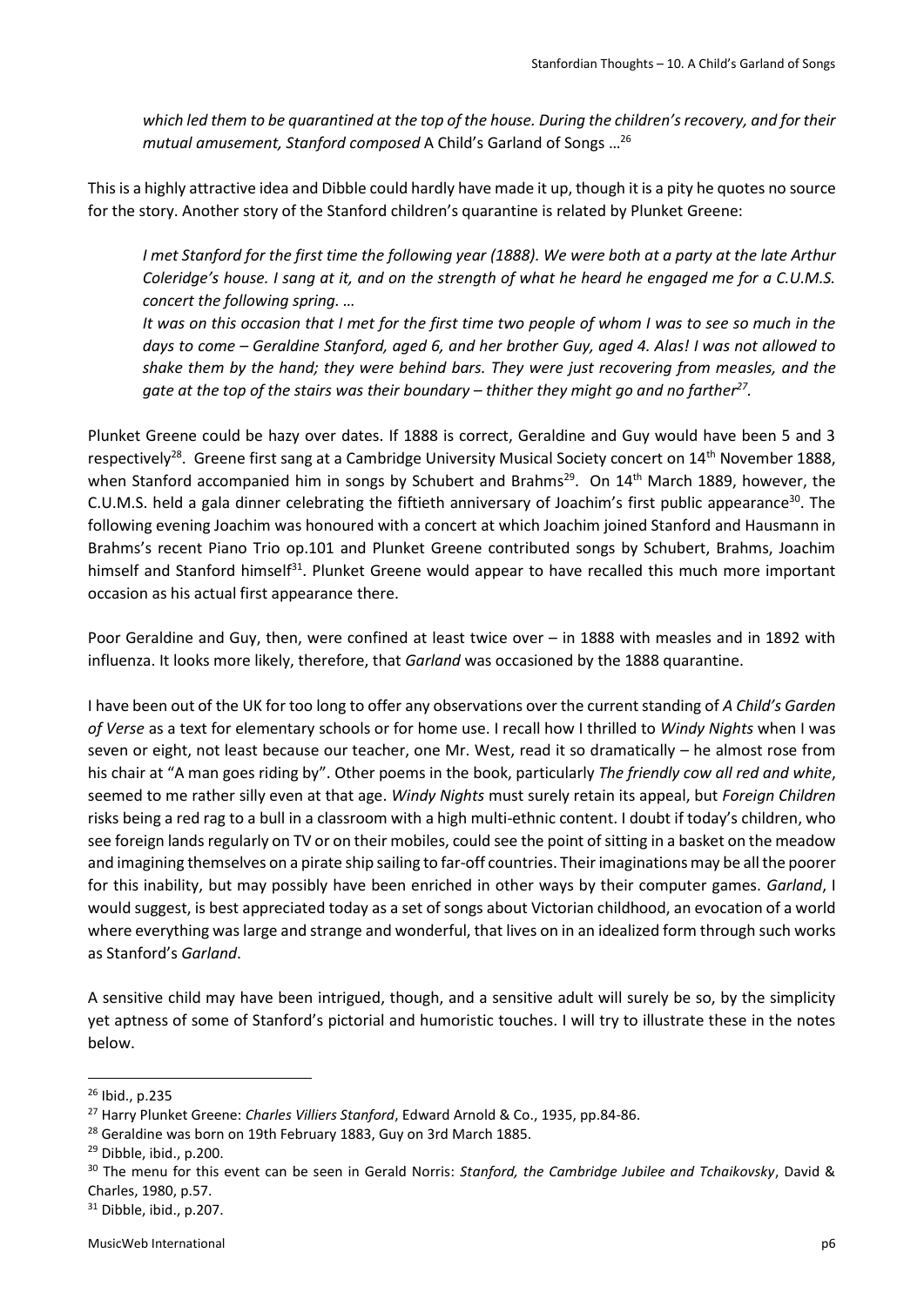*which led them to be quarantined at the top of the house. During the children's recovery, and for their mutual amusement, Stanford composed* A Child's Garland of Songs …[26]

This is a highly attractive idea and Dibble could hardly have made it up, though it is a pity he quotes no source for the story. Another story of the Stanford children's quarantine is related by Plunket Greene:

> *I met Stanford for the first time the following year (1888). We were both at a party at the late Arthur Coleridge's house. I sang at it, and on the strength of what he heard he engaged me for a C.U.M.S. concert the following spring. …*
>
> *It was on this occasion that I met for the first time two people of whom I was to see so much in the days to come – Geraldine Stanford, aged 6, and her brother Guy, aged 4. Alas! I was not allowed to shake them by the hand; they were behind bars. They were just recovering from measles, and the gate at the top of the stairs was their boundary – thither they might go and no farther*[27].

Plunket Greene could be hazy over dates. If 1888 is correct, Geraldine and Guy would have been 5 and 3 respectively[28]. Greene first sang at a Cambridge University Musical Society concert on 14th November 1888, when Stanford accompanied him in songs by Schubert and Brahms[29]. On 14th March 1889, however, the C.U.M.S. held a gala dinner celebrating the fiftieth anniversary of Joachim's first public appearance[30]. The following evening Joachim was honoured with a concert at which Joachim joined Stanford and Hausmann in Brahms's recent Piano Trio op.101 and Plunket Greene contributed songs by Schubert, Brahms, Joachim himself and Stanford himself[31]. Plunket Greene would appear to have recalled this much more important occasion as his actual first appearance there.

Poor Geraldine and Guy, then, were confined at least twice over – in 1888 with measles and in 1892 with influenza. It looks more likely, therefore, that *Garland* was occasioned by the 1888 quarantine.

I have been out of the UK for too long to offer any observations over the current standing of *A Child's Garden of Verse* as a text for elementary schools or for home use. I recall how I thrilled to *Windy Nights* when I was seven or eight, not least because our teacher, one Mr. West, read it so dramatically – he almost rose from his chair at "A man goes riding by". Other poems in the book, particularly *The friendly cow all red and white*, seemed to me rather silly even at that age. *Windy Nights* must surely retain its appeal, but *Foreign Children* risks being a red rag to a bull in a classroom with a high multi-ethnic content. I doubt if today's children, who see foreign lands regularly on TV or on their mobiles, could see the point of sitting in a basket on the meadow and imagining themselves on a pirate ship sailing to far-off countries. Their imaginations may be all the poorer for this inability, but may possibly have been enriched in other ways by their computer games. *Garland*, I would suggest, is best appreciated today as a set of songs about Victorian childhood, an evocation of a world where everything was large and strange and wonderful, that lives on in an idealized form through such works as Stanford's *Garland*.

A sensitive child may have been intrigued, though, and a sensitive adult will surely be so, by the simplicity yet aptness of some of Stanford's pictorial and humoristic touches. I will try to illustrate these in the notes below.

---

[26] Ibid., p.235

[27] Harry Plunket Greene: *Charles Villiers Stanford*, Edward Arnold & Co., 1935, pp.84-86.

[28] Geraldine was born on 19th February 1883, Guy on 3rd March 1885.

[29] Dibble, ibid., p.200.

[30] The menu for this event can be seen in Gerald Norris: *Stanford, the Cambridge Jubilee and Tchaikovsky*, David & Charles, 1980, p.57.

[31] Dibble, ibid., p.207.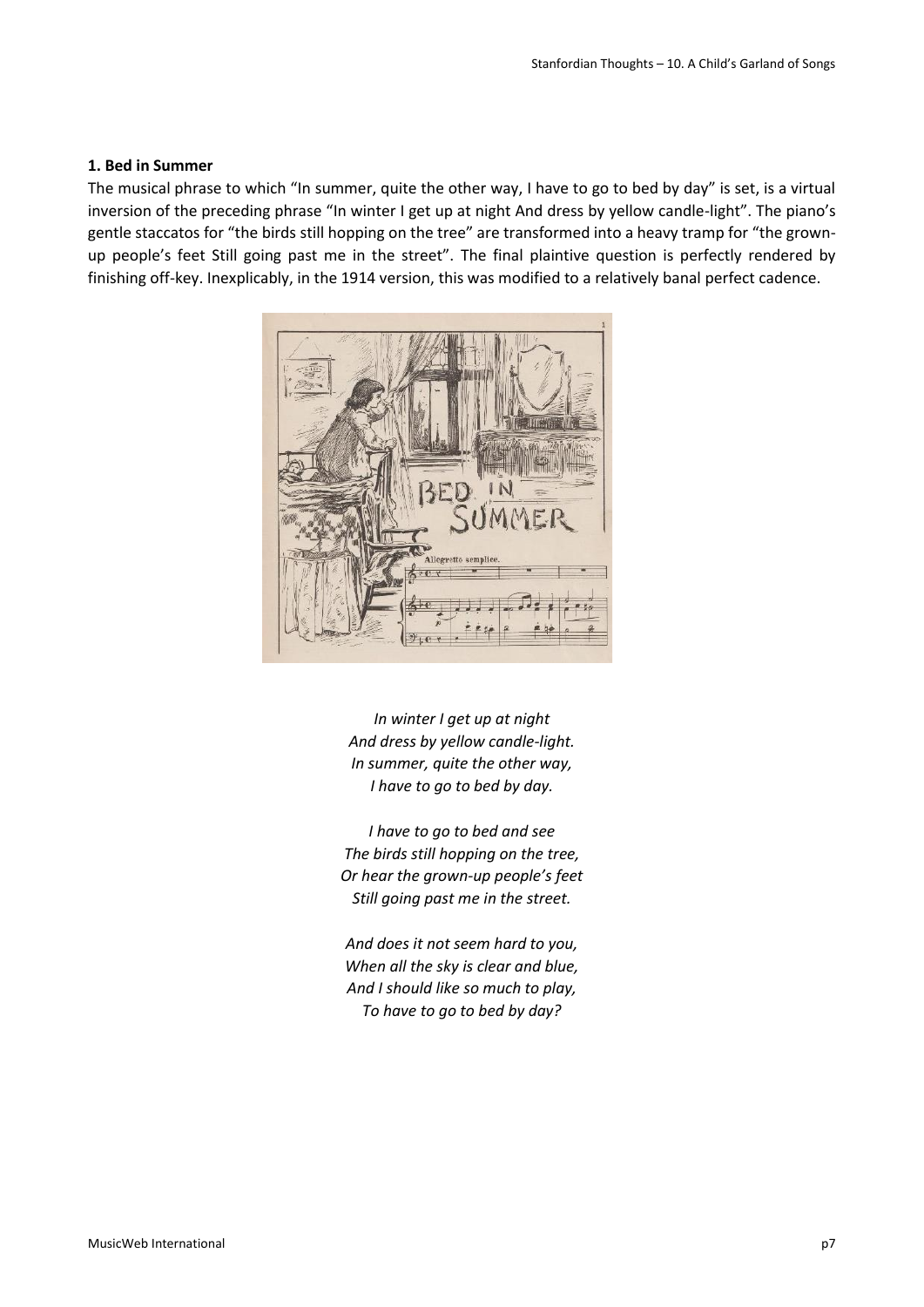### 1. Bed in Summer

The musical phrase to which "In summer, quite the other way, I have to go to bed by day" is set, is a virtual inversion of the preceding phrase "In winter I get up at night And dress by yellow candle-light". The piano's gentle staccatos for "the birds still hopping on the tree" are transformed into a heavy tramp for "the grown-up people's feet Still going past me in the street". The final plaintive question is perfectly rendered by finishing off-key. Inexplicably, in the 1914 version, this was modified to a relatively banal perfect cadence.

*In winter I get up at night*
*And dress by yellow candle-light.*
*In summer, quite the other way,*
*I have to go to bed by day.*

*I have to go to bed and see*
*The birds still hopping on the tree,*
*Or hear the grown-up people's feet*
*Still going past me in the street.*

*And does it not seem hard to you,*
*When all the sky is clear and blue,*
*And I should like so much to play,*
*To have to go to bed by day?*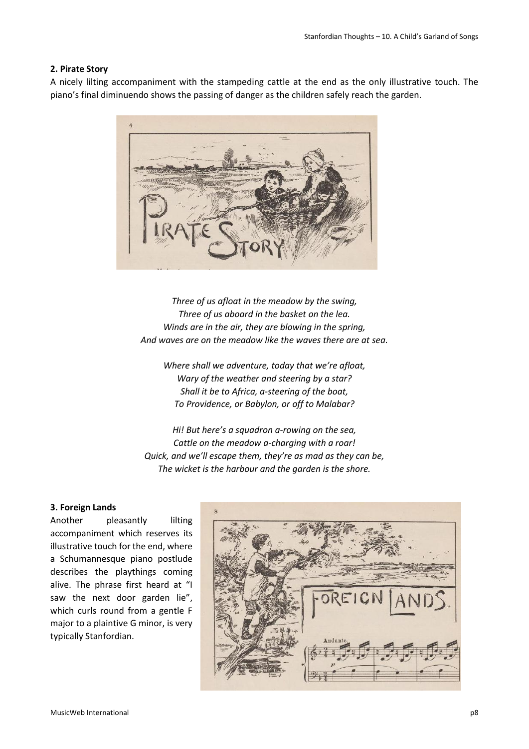**2. Pirate Story**

A nicely lilting accompaniment with the stampeding cattle at the end as the only illustrative touch. The piano's final diminuendo shows the passing of danger as the children safely reach the garden.

*Three of us afloat in the meadow by the swing,*
*Three of us aboard in the basket on the lea.*
*Winds are in the air, they are blowing in the spring,*
*And waves are on the meadow like the waves there are at sea.*

*Where shall we adventure, today that we're afloat,*
*Wary of the weather and steering by a star?*
*Shall it be to Africa, a-steering of the boat,*
*To Providence, or Babylon, or off to Malabar?*

*Hi! But here's a squadron a-rowing on the sea,*
*Cattle on the meadow a-charging with a roar!*
*Quick, and we'll escape them, they're as mad as they can be,*
*The wicket is the harbour and the garden is the shore.*

**3. Foreign Lands**

Another pleasantly lilting accompaniment which reserves its illustrative touch for the end, where a Schumannesque piano postlude describes the playthings coming alive. The phrase first heard at "I saw the next door garden lie", which curls round from a gentle F major to a plaintive G minor, is very typically Stanfordian.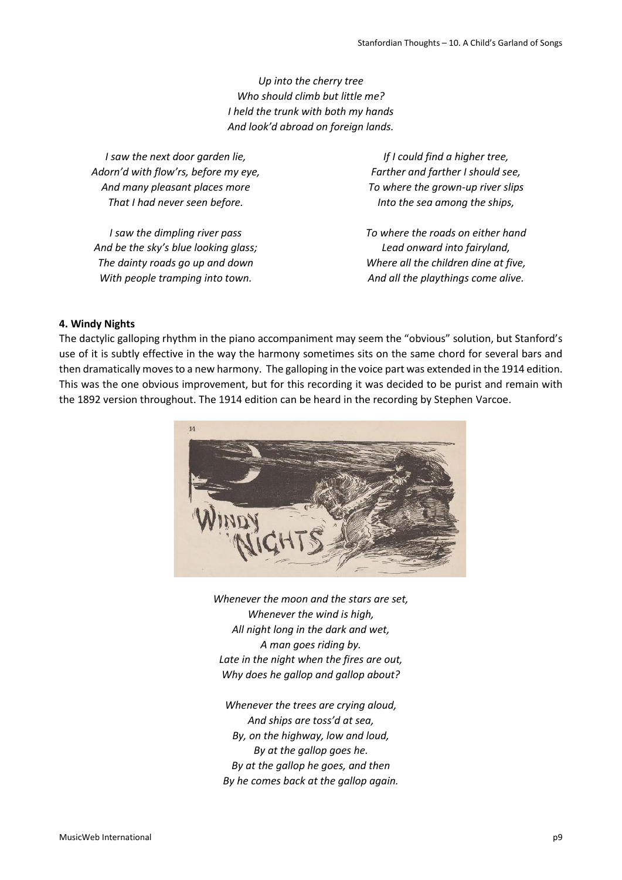*Up into the cherry tree*
*Who should climb but little me?*
*I held the trunk with both my hands*
*And look'd abroad on foreign lands.*

*I saw the next door garden lie,*
*Adorn'd with flow'rs, before my eye,*
*And many pleasant places more*
*That I had never seen before.*

*I saw the dimpling river pass*
*And be the sky's blue looking glass;*
*The dainty roads go up and down*
*With people tramping into town.*

*If I could find a higher tree,*
*Farther and farther I should see,*
*To where the grown-up river slips*
*Into the sea among the ships,*

*To where the roads on either hand*
*Lead onward into fairyland,*
*Where all the children dine at five,*
*And all the playthings come alive.*

**4. Windy Nights**

The dactylic galloping rhythm in the piano accompaniment may seem the "obvious" solution, but Stanford's use of it is subtly effective in the way the harmony sometimes sits on the same chord for several bars and then dramatically moves to a new harmony. The galloping in the voice part was extended in the 1914 edition. This was the one obvious improvement, but for this recording it was decided to be purist and remain with the 1892 version throughout. The 1914 edition can be heard in the recording by Stephen Varcoe.

*Whenever the moon and the stars are set,*
*Whenever the wind is high,*
*All night long in the dark and wet,*
*A man goes riding by.*
*Late in the night when the fires are out,*
*Why does he gallop and gallop about?*

*Whenever the trees are crying aloud,*
*And ships are toss'd at sea,*
*By, on the highway, low and loud,*
*By at the gallop goes he.*
*By at the gallop he goes, and then*
*By he comes back at the gallop again.*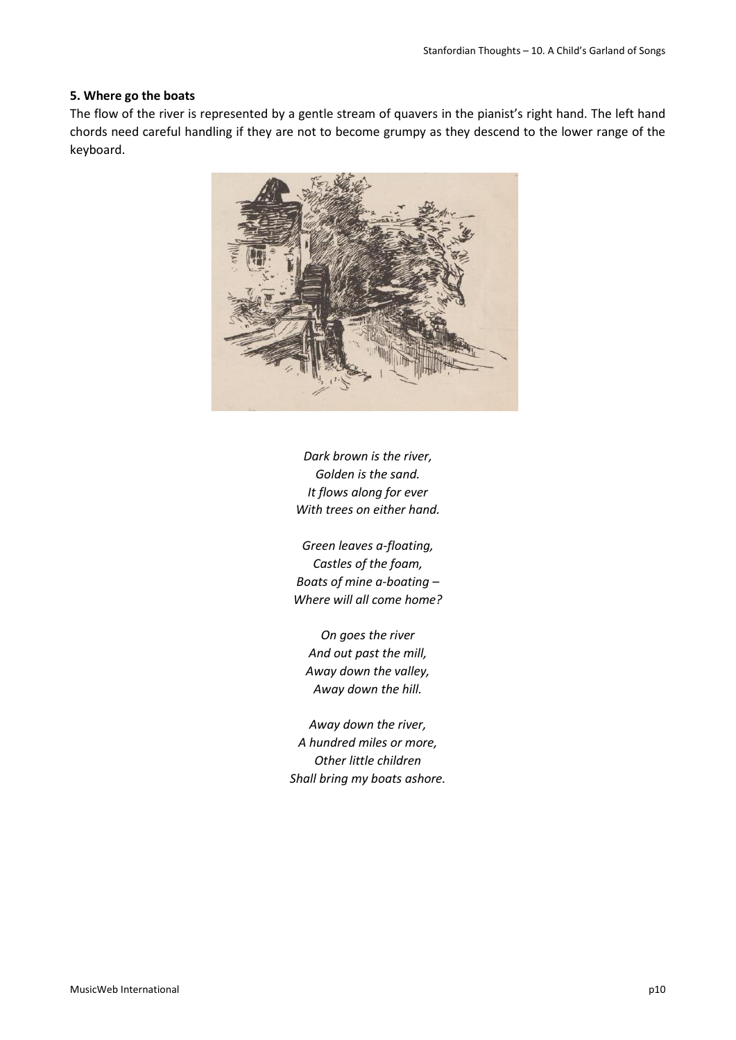### 5. Where go the boats

The flow of the river is represented by a gentle stream of quavers in the pianist's right hand. The left hand chords need careful handling if they are not to become grumpy as they descend to the lower range of the keyboard.

*Dark brown is the river,*
*Golden is the sand.*
*It flows along for ever*
*With trees on either hand.*

*Green leaves a-floating,*
*Castles of the foam,*
*Boats of mine a-boating –*
*Where will all come home?*

*On goes the river*
*And out past the mill,*
*Away down the valley,*
*Away down the hill.*

*Away down the river,*
*A hundred miles or more,*
*Other little children*
*Shall bring my boats ashore.*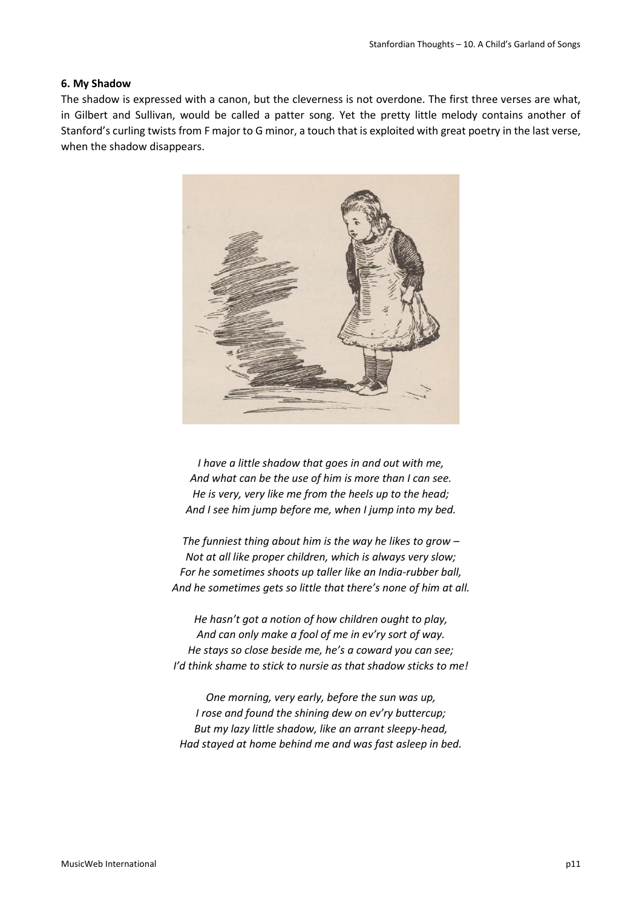### 6. My Shadow

The shadow is expressed with a canon, but the cleverness is not overdone. The first three verses are what, in Gilbert and Sullivan, would be called a patter song. Yet the pretty little melody contains another of Stanford's curling twists from F major to G minor, a touch that is exploited with great poetry in the last verse, when the shadow disappears.

*I have a little shadow that goes in and out with me,*
*And what can be the use of him is more than I can see.*
*He is very, very like me from the heels up to the head;*
*And I see him jump before me, when I jump into my bed.*

*The funniest thing about him is the way he likes to grow –*
*Not at all like proper children, which is always very slow;*
*For he sometimes shoots up taller like an India-rubber ball,*
*And he sometimes gets so little that there's none of him at all.*

*He hasn't got a notion of how children ought to play,*
*And can only make a fool of me in ev'ry sort of way.*
*He stays so close beside me, he's a coward you can see;*
*I'd think shame to stick to nursie as that shadow sticks to me!*

*One morning, very early, before the sun was up,*
*I rose and found the shining dew on ev'ry buttercup;*
*But my lazy little shadow, like an arrant sleepy-head,*
*Had stayed at home behind me and was fast asleep in bed.*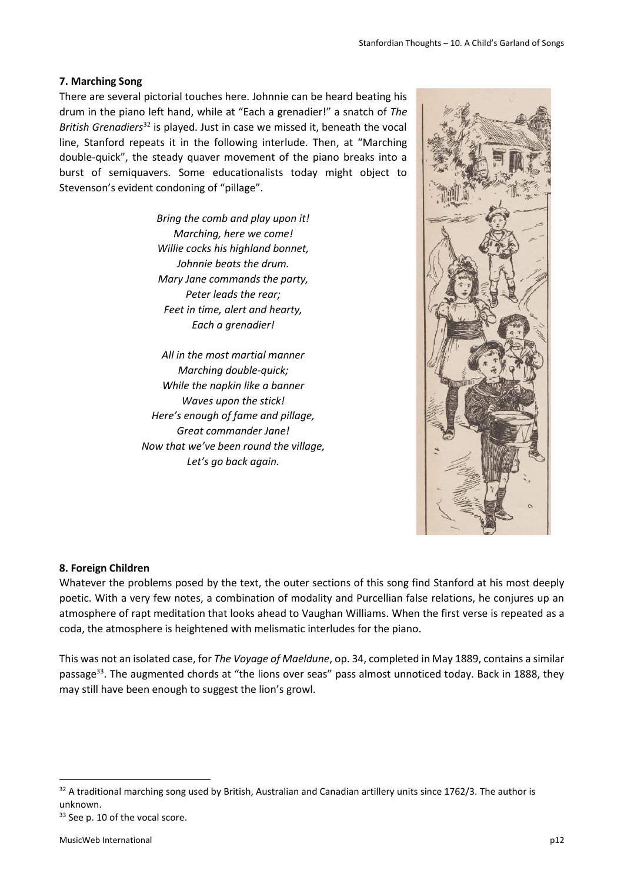### 7. Marching Song

There are several pictorial touches here. Johnnie can be heard beating his drum in the piano left hand, while at "Each a grenadier!" a snatch of *The British Grenadiers*[32] is played. Just in case we missed it, beneath the vocal line, Stanford repeats it in the following interlude. Then, at "Marching double-quick", the steady quaver movement of the piano breaks into a burst of semiquavers. Some educationalists today might object to Stevenson's evident condoning of "pillage".

*Bring the comb and play upon it!*
*Marching, here we come!*
*Willie cocks his highland bonnet,*
*Johnnie beats the drum.*
*Mary Jane commands the party,*
*Peter leads the rear;*
*Feet in time, alert and hearty,*
*Each a grenadier!*

*All in the most martial manner*
*Marching double-quick;*
*While the napkin like a banner*
*Waves upon the stick!*
*Here's enough of fame and pillage,*
*Great commander Jane!*
*Now that we've been round the village,*
*Let's go back again.*

### 8. Foreign Children

Whatever the problems posed by the text, the outer sections of this song find Stanford at his most deeply poetic. With a very few notes, a combination of modality and Purcellian false relations, he conjures up an atmosphere of rapt meditation that looks ahead to Vaughan Williams. When the first verse is repeated as a coda, the atmosphere is heightened with melismatic interludes for the piano.

This was not an isolated case, for *The Voyage of Maeldune*, op. 34, completed in May 1889, contains a similar passage[33]. The augmented chords at "the lions over seas" pass almost unnoticed today. Back in 1888, they may still have been enough to suggest the lion's growl.

---

[32] A traditional marching song used by British, Australian and Canadian artillery units since 1762/3. The author is unknown.

[33] See p. 10 of the vocal score.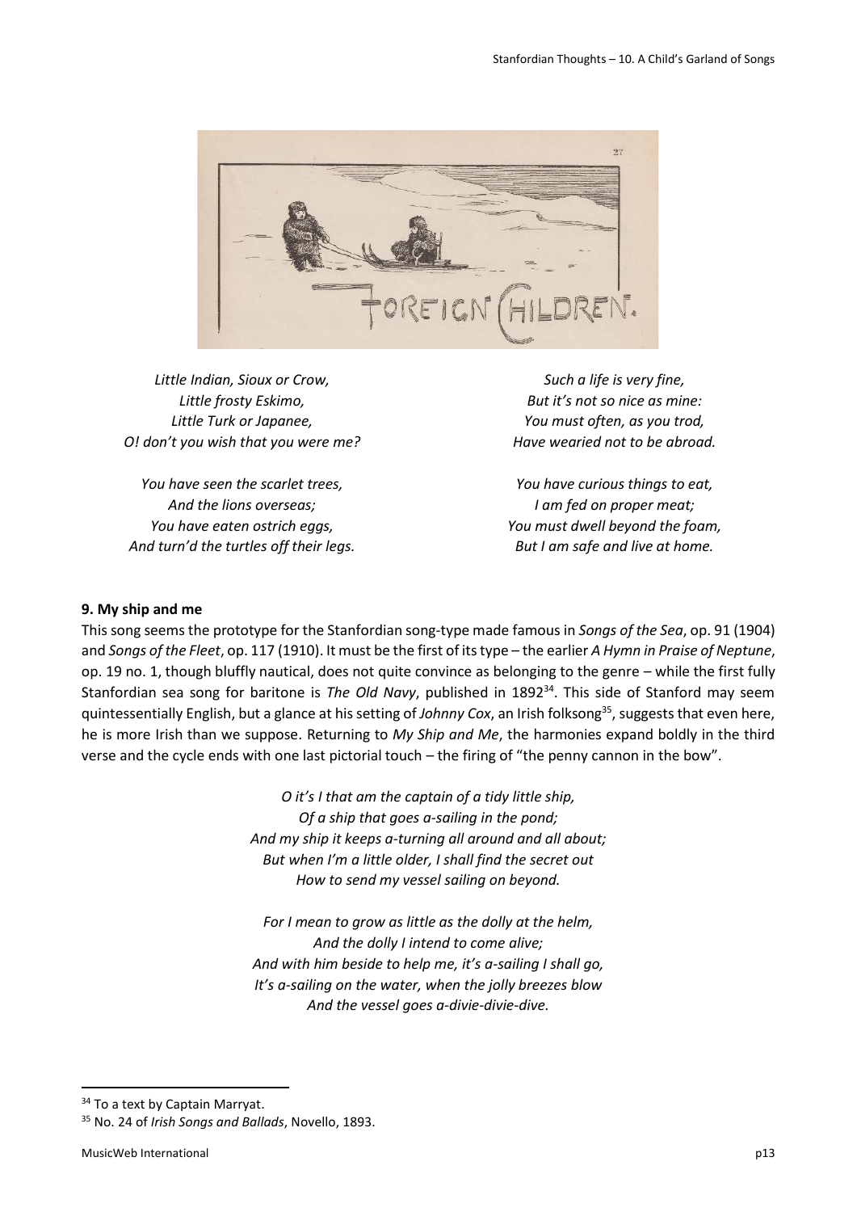*Little Indian, Sioux or Crow,*
*Little frosty Eskimo,*
*Little Turk or Japanee,*
*O! don't you wish that you were me?*

*You have seen the scarlet trees,*
*And the lions overseas;*
*You have eaten ostrich eggs,*
*And turn'd the turtles off their legs.*

*Such a life is very fine,*
*But it's not so nice as mine:*
*You must often, as you trod,*
*Have wearied not to be abroad.*

*You have curious things to eat,*
*I am fed on proper meat;*
*You must dwell beyond the foam,*
*But I am safe and live at home.*

**9. My ship and me**

This song seems the prototype for the Stanfordian song-type made famous in *Songs of the Sea*, op. 91 (1904) and *Songs of the Fleet*, op. 117 (1910). It must be the first of its type – the earlier *A Hymn in Praise of Neptune*, op. 19 no. 1, though bluffly nautical, does not quite convince as belonging to the genre – while the first fully Stanfordian sea song for baritone is *The Old Navy*, published in 1892[34]. This side of Stanford may seem quintessentially English, but a glance at his setting of *Johnny Cox*, an Irish folksong[35], suggests that even here, he is more Irish than we suppose. Returning to *My Ship and Me*, the harmonies expand boldly in the third verse and the cycle ends with one last pictorial touch – the firing of "the penny cannon in the bow".

*O it's I that am the captain of a tidy little ship,*
*Of a ship that goes a-sailing in the pond;*
*And my ship it keeps a-turning all around and all about;*
*But when I'm a little older, I shall find the secret out*
*How to send my vessel sailing on beyond.*

*For I mean to grow as little as the dolly at the helm,*
*And the dolly I intend to come alive;*
*And with him beside to help me, it's a-sailing I shall go,*
*It's a-sailing on the water, when the jolly breezes blow*
*And the vessel goes a-divie-divie-dive.*

---

[34] To a text by Captain Marryat.

[35] No. 24 of *Irish Songs and Ballads*, Novello, 1893.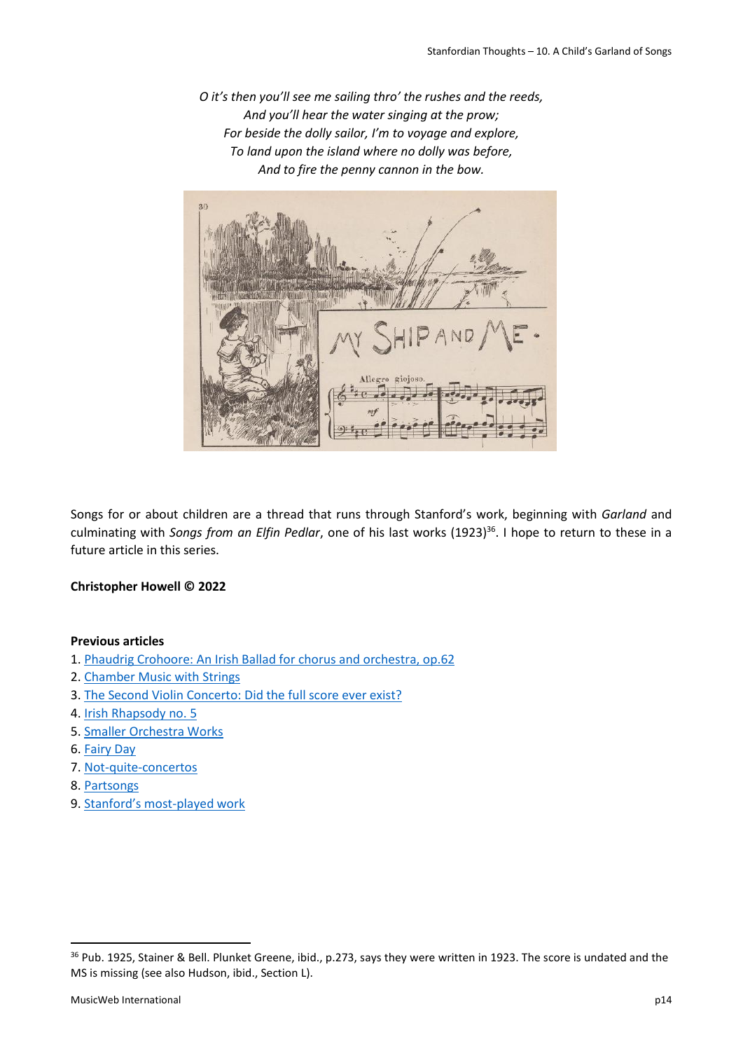*O it's then you'll see me sailing thro' the rushes and the reeds,*
*And you'll hear the water singing at the prow;*
*For beside the dolly sailor, I'm to voyage and explore,*
*To land upon the island where no dolly was before,*
*And to fire the penny cannon in the bow.*

Songs for or about children are a thread that runs through Stanford's work, beginning with *Garland* and culminating with *Songs from an Elfin Pedlar*, one of his last works (1923)[36]. I hope to return to these in a future article in this series.

**Christopher Howell © 2022**

**Previous articles**

1. Phaudrig Crohoore: An Irish Ballad for chorus and orchestra, op.62
2. Chamber Music with Strings
3. The Second Violin Concerto: Did the full score ever exist?
4. Irish Rhapsody no. 5
5. Smaller Orchestra Works
6. Fairy Day
7. Not-quite-concertos
8. Partsongs
9. Stanford's most-played work

[36] Pub. 1925, Stainer & Bell. Plunket Greene, ibid., p.273, says they were written in 1923. The score is undated and the MS is missing (see also Hudson, ibid., Section L).